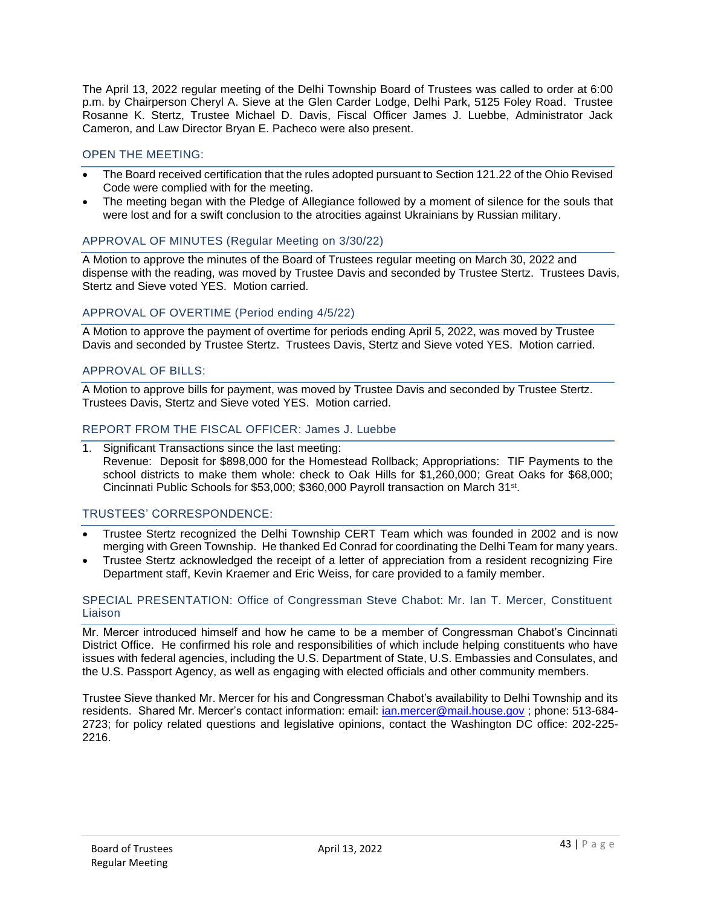The April 13, 2022 regular meeting of the Delhi Township Board of Trustees was called to order at 6:00 p.m. by Chairperson Cheryl A. Sieve at the Glen Carder Lodge, Delhi Park, 5125 Foley Road. Trustee Rosanne K. Stertz, Trustee Michael D. Davis, Fiscal Officer James J. Luebbe, Administrator Jack Cameron, and Law Director Bryan E. Pacheco were also present.

## OPEN THE MEETING:

- The Board received certification that the rules adopted pursuant to Section 121.22 of the Ohio Revised Code were complied with for the meeting.
- The meeting began with the Pledge of Allegiance followed by a moment of silence for the souls that were lost and for a swift conclusion to the atrocities against Ukrainians by Russian military.

## APPROVAL OF MINUTES (Regular Meeting on 3/30/22)

A Motion to approve the minutes of the Board of Trustees regular meeting on March 30, 2022 and dispense with the reading, was moved by Trustee Davis and seconded by Trustee Stertz. Trustees Davis, Stertz and Sieve voted YES. Motion carried.

## APPROVAL OF OVERTIME (Period ending 4/5/22)

A Motion to approve the payment of overtime for periods ending April 5, 2022, was moved by Trustee Davis and seconded by Trustee Stertz. Trustees Davis, Stertz and Sieve voted YES. Motion carried.

## APPROVAL OF BILLS:

A Motion to approve bills for payment, was moved by Trustee Davis and seconded by Trustee Stertz. Trustees Davis, Stertz and Sieve voted YES. Motion carried.

## REPORT FROM THE FISCAL OFFICER: James J. Luebbe

1. Significant Transactions since the last meeting:
   Revenue: Deposit for $898,000 for the Homestead Rollback; Appropriations: TIF Payments to the school districts to make them whole: check to Oak Hills for $1,260,000; Great Oaks for $68,000; Cincinnati Public Schools for $53,000; $360,000 Payroll transaction on March 31st.

## TRUSTEES' CORRESPONDENCE:

- Trustee Stertz recognized the Delhi Township CERT Team which was founded in 2002 and is now merging with Green Township. He thanked Ed Conrad for coordinating the Delhi Team for many years.
- Trustee Stertz acknowledged the receipt of a letter of appreciation from a resident recognizing Fire Department staff, Kevin Kraemer and Eric Weiss, for care provided to a family member.

## SPECIAL PRESENTATION: Office of Congressman Steve Chabot: Mr. Ian T. Mercer, Constituent Liaison

Mr. Mercer introduced himself and how he came to be a member of Congressman Chabot's Cincinnati District Office. He confirmed his role and responsibilities of which include helping constituents who have issues with federal agencies, including the U.S. Department of State, U.S. Embassies and Consulates, and the U.S. Passport Agency, as well as engaging with elected officials and other community members.

Trustee Sieve thanked Mr. Mercer for his and Congressman Chabot's availability to Delhi Township and its residents. Shared Mr. Mercer's contact information: email: ian.mercer@mail.house.gov ; phone: 513-684-2723; for policy related questions and legislative opinions, contact the Washington DC office: 202-225-2216.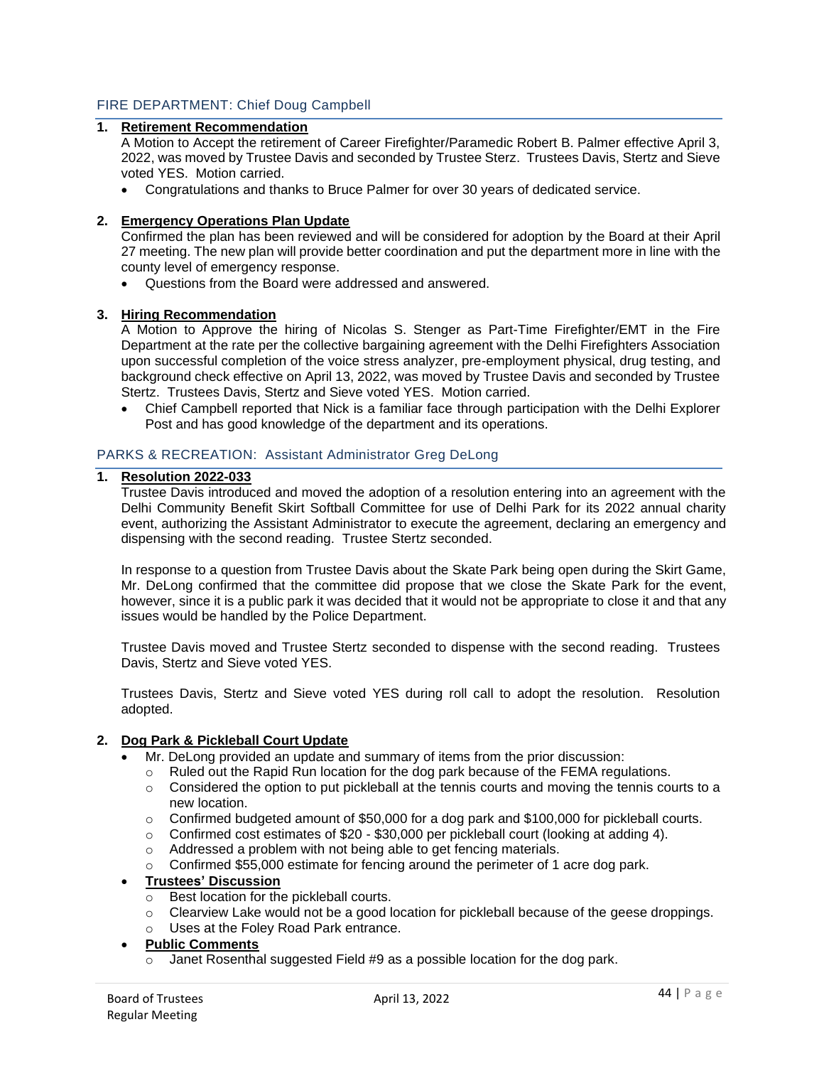## FIRE DEPARTMENT: Chief Doug Campbell

1. **Retirement Recommendation**

   A Motion to Accept the retirement of Career Firefighter/Paramedic Robert B. Palmer effective April 3, 2022, was moved by Trustee Davis and seconded by Trustee Sterz. Trustees Davis, Stertz and Sieve voted YES. Motion carried.

   - Congratulations and thanks to Bruce Palmer for over 30 years of dedicated service.

2. **Emergency Operations Plan Update**

   Confirmed the plan has been reviewed and will be considered for adoption by the Board at their April 27 meeting. The new plan will provide better coordination and put the department more in line with the county level of emergency response.

   - Questions from the Board were addressed and answered.

3. **Hiring Recommendation**

   A Motion to Approve the hiring of Nicolas S. Stenger as Part-Time Firefighter/EMT in the Fire Department at the rate per the collective bargaining agreement with the Delhi Firefighters Association upon successful completion of the voice stress analyzer, pre-employment physical, drug testing, and background check effective on April 13, 2022, was moved by Trustee Davis and seconded by Trustee Stertz. Trustees Davis, Stertz and Sieve voted YES. Motion carried.

   - Chief Campbell reported that Nick is a familiar face through participation with the Delhi Explorer Post and has good knowledge of the department and its operations.

## PARKS & RECREATION: Assistant Administrator Greg DeLong

1. **Resolution 2022-033**

   Trustee Davis introduced and moved the adoption of a resolution entering into an agreement with the Delhi Community Benefit Skirt Softball Committee for use of Delhi Park for its 2022 annual charity event, authorizing the Assistant Administrator to execute the agreement, declaring an emergency and dispensing with the second reading. Trustee Stertz seconded.

   In response to a question from Trustee Davis about the Skate Park being open during the Skirt Game, Mr. DeLong confirmed that the committee did propose that we close the Skate Park for the event, however, since it is a public park it was decided that it would not be appropriate to close it and that any issues would be handled by the Police Department.

   Trustee Davis moved and Trustee Stertz seconded to dispense with the second reading. Trustees Davis, Stertz and Sieve voted YES.

   Trustees Davis, Stertz and Sieve voted YES during roll call to adopt the resolution. Resolution adopted.

2. **Dog Park & Pickleball Court Update**

   - Mr. DeLong provided an update and summary of items from the prior discussion:
     - Ruled out the Rapid Run location for the dog park because of the FEMA regulations.
     - Considered the option to put pickleball at the tennis courts and moving the tennis courts to a new location.
     - Confirmed budgeted amount of $50,000 for a dog park and $100,000 for pickleball courts.
     - Confirmed cost estimates of $20 - $30,000 per pickleball court (looking at adding 4).
     - Addressed a problem with not being able to get fencing materials.
     - Confirmed $55,000 estimate for fencing around the perimeter of 1 acre dog park.
   - **Trustees' Discussion**
     - Best location for the pickleball courts.
     - Clearview Lake would not be a good location for pickleball because of the geese droppings.
     - Uses at the Foley Road Park entrance.
   - **Public Comments**
     - Janet Rosenthal suggested Field #9 as a possible location for the dog park.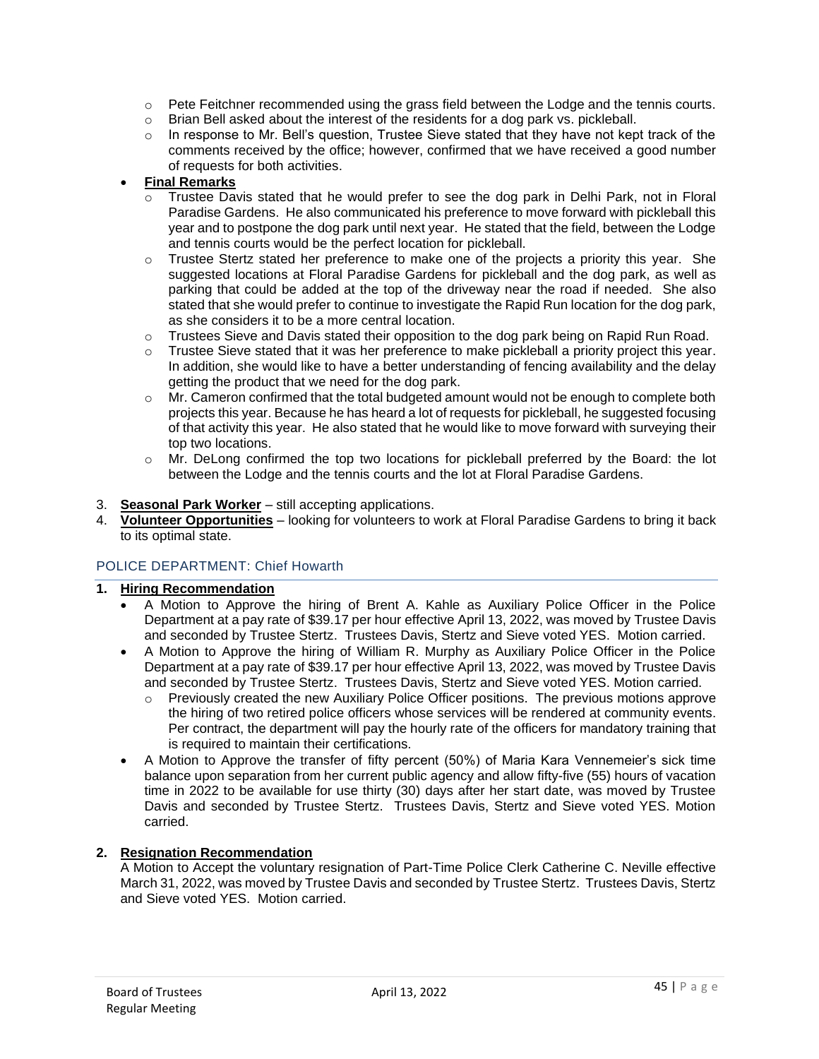- Pete Feitchner recommended using the grass field between the Lodge and the tennis courts.
  - Brian Bell asked about the interest of the residents for a dog park vs. pickleball.
  - In response to Mr. Bell's question, Trustee Sieve stated that they have not kept track of the comments received by the office; however, confirmed that we have received a good number of requests for both activities.
- **Final Remarks**
  - Trustee Davis stated that he would prefer to see the dog park in Delhi Park, not in Floral Paradise Gardens. He also communicated his preference to move forward with pickleball this year and to postpone the dog park until next year. He stated that the field, between the Lodge and tennis courts would be the perfect location for pickleball.
  - Trustee Stertz stated her preference to make one of the projects a priority this year. She suggested locations at Floral Paradise Gardens for pickleball and the dog park, as well as parking that could be added at the top of the driveway near the road if needed. She also stated that she would prefer to continue to investigate the Rapid Run location for the dog park, as she considers it to be a more central location.
  - Trustees Sieve and Davis stated their opposition to the dog park being on Rapid Run Road.
  - Trustee Sieve stated that it was her preference to make pickleball a priority project this year. In addition, she would like to have a better understanding of fencing availability and the delay getting the product that we need for the dog park.
  - Mr. Cameron confirmed that the total budgeted amount would not be enough to complete both projects this year. Because he has heard a lot of requests for pickleball, he suggested focusing of that activity this year. He also stated that he would like to move forward with surveying their top two locations.
  - Mr. DeLong confirmed the top two locations for pickleball preferred by the Board: the lot between the Lodge and the tennis courts and the lot at Floral Paradise Gardens.

3. **Seasonal Park Worker** – still accepting applications.
4. **Volunteer Opportunities** – looking for volunteers to work at Floral Paradise Gardens to bring it back to its optimal state.

## POLICE DEPARTMENT: Chief Howarth

**1. Hiring Recommendation**

- A Motion to Approve the hiring of Brent A. Kahle as Auxiliary Police Officer in the Police Department at a pay rate of $39.17 per hour effective April 13, 2022, was moved by Trustee Davis and seconded by Trustee Stertz. Trustees Davis, Stertz and Sieve voted YES. Motion carried.
- A Motion to Approve the hiring of William R. Murphy as Auxiliary Police Officer in the Police Department at a pay rate of $39.17 per hour effective April 13, 2022, was moved by Trustee Davis and seconded by Trustee Stertz. Trustees Davis, Stertz and Sieve voted YES. Motion carried.
  - Previously created the new Auxiliary Police Officer positions. The previous motions approve the hiring of two retired police officers whose services will be rendered at community events. Per contract, the department will pay the hourly rate of the officers for mandatory training that is required to maintain their certifications.
- A Motion to Approve the transfer of fifty percent (50%) of Maria Kara Vennemeier's sick time balance upon separation from her current public agency and allow fifty-five (55) hours of vacation time in 2022 to be available for use thirty (30) days after her start date, was moved by Trustee Davis and seconded by Trustee Stertz. Trustees Davis, Stertz and Sieve voted YES. Motion carried.

**2. Resignation Recommendation**

A Motion to Accept the voluntary resignation of Part-Time Police Clerk Catherine C. Neville effective March 31, 2022, was moved by Trustee Davis and seconded by Trustee Stertz. Trustees Davis, Stertz and Sieve voted YES. Motion carried.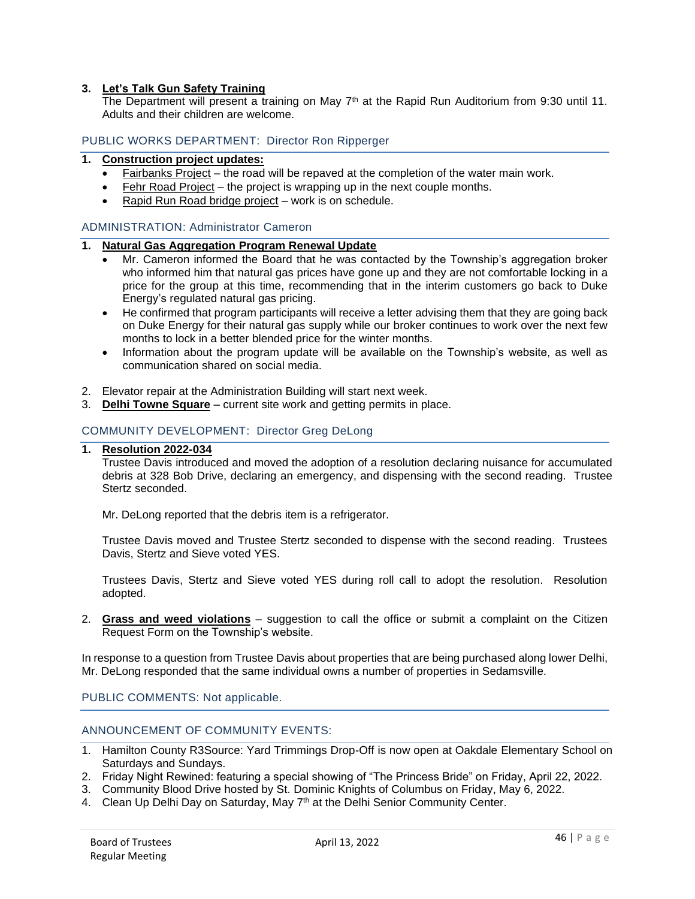3. **Let's Talk Gun Safety Training**
   The Department will present a training on May 7th at the Rapid Run Auditorium from 9:30 until 11. Adults and their children are welcome.

## PUBLIC WORKS DEPARTMENT: Director Ron Ripperger

1. **Construction project updates:**
   - Fairbanks Project – the road will be repaved at the completion of the water main work.
   - Fehr Road Project – the project is wrapping up in the next couple months.
   - Rapid Run Road bridge project – work is on schedule.

## ADMINISTRATION: Administrator Cameron

1. **Natural Gas Aggregation Program Renewal Update**
   - Mr. Cameron informed the Board that he was contacted by the Township's aggregation broker who informed him that natural gas prices have gone up and they are not comfortable locking in a price for the group at this time, recommending that in the interim customers go back to Duke Energy's regulated natural gas pricing.
   - He confirmed that program participants will receive a letter advising them that they are going back on Duke Energy for their natural gas supply while our broker continues to work over the next few months to lock in a better blended price for the winter months.
   - Information about the program update will be available on the Township's website, as well as communication shared on social media.

2. Elevator repair at the Administration Building will start next week.
3. **Delhi Towne Square** – current site work and getting permits in place.

## COMMUNITY DEVELOPMENT: Director Greg DeLong

1. **Resolution 2022-034**
   Trustee Davis introduced and moved the adoption of a resolution declaring nuisance for accumulated debris at 328 Bob Drive, declaring an emergency, and dispensing with the second reading. Trustee Stertz seconded.

   Mr. DeLong reported that the debris item is a refrigerator.

   Trustee Davis moved and Trustee Stertz seconded to dispense with the second reading. Trustees Davis, Stertz and Sieve voted YES.

   Trustees Davis, Stertz and Sieve voted YES during roll call to adopt the resolution. Resolution adopted.

2. **Grass and weed violations** – suggestion to call the office or submit a complaint on the Citizen Request Form on the Township's website.

In response to a question from Trustee Davis about properties that are being purchased along lower Delhi, Mr. DeLong responded that the same individual owns a number of properties in Sedamsville.

## PUBLIC COMMENTS: Not applicable.

## ANNOUNCEMENT OF COMMUNITY EVENTS:

1. Hamilton County R3Source: Yard Trimmings Drop-Off is now open at Oakdale Elementary School on Saturdays and Sundays.
2. Friday Night Rewined: featuring a special showing of "The Princess Bride" on Friday, April 22, 2022.
3. Community Blood Drive hosted by St. Dominic Knights of Columbus on Friday, May 6, 2022.
4. Clean Up Delhi Day on Saturday, May 7th at the Delhi Senior Community Center.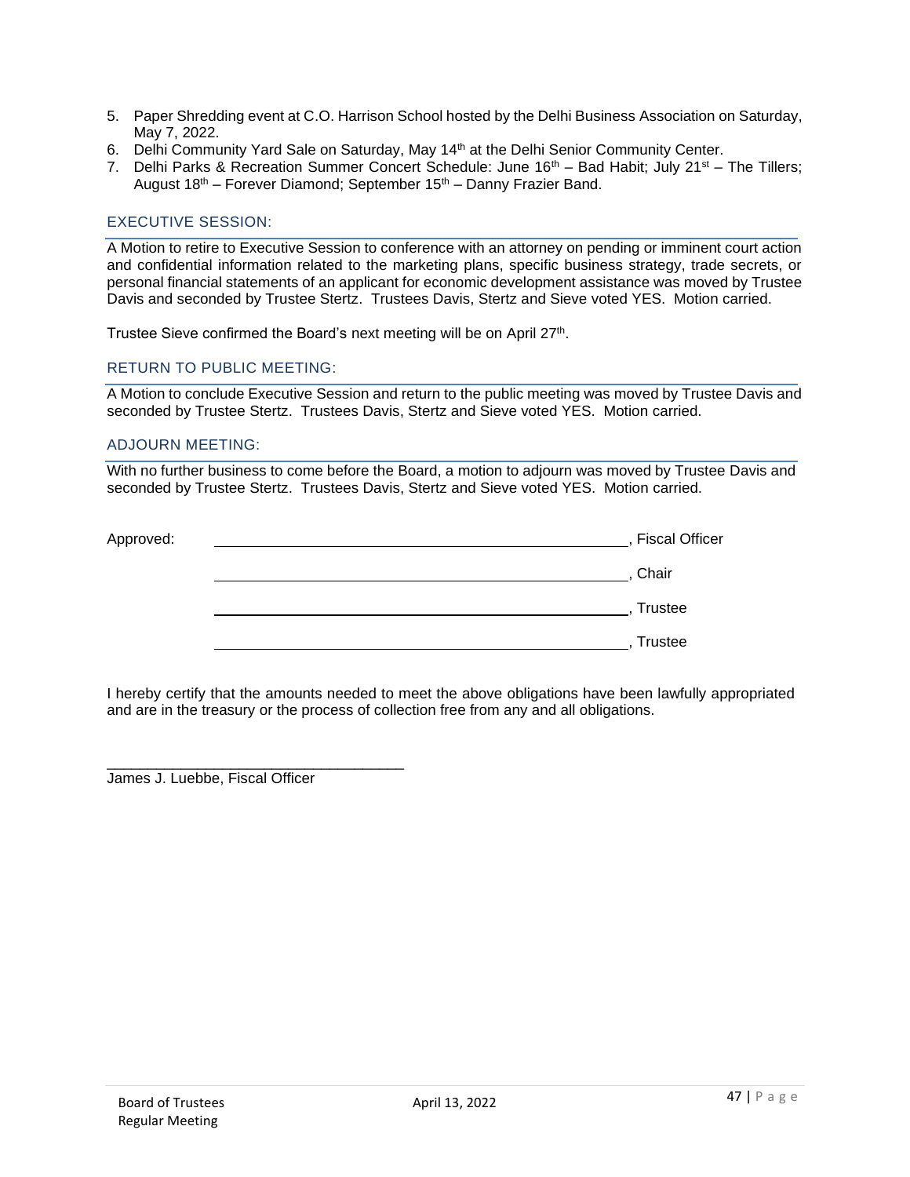5. Paper Shredding event at C.O. Harrison School hosted by the Delhi Business Association on Saturday, May 7, 2022.
6. Delhi Community Yard Sale on Saturday, May 14th at the Delhi Senior Community Center.
7. Delhi Parks & Recreation Summer Concert Schedule: June 16th – Bad Habit; July 21st – The Tillers; August 18th – Forever Diamond; September 15th – Danny Frazier Band.

## EXECUTIVE SESSION:

A Motion to retire to Executive Session to conference with an attorney on pending or imminent court action and confidential information related to the marketing plans, specific business strategy, trade secrets, or personal financial statements of an applicant for economic development assistance was moved by Trustee Davis and seconded by Trustee Stertz. Trustees Davis, Stertz and Sieve voted YES. Motion carried.

Trustee Sieve confirmed the Board's next meeting will be on April 27th.

## RETURN TO PUBLIC MEETING:

A Motion to conclude Executive Session and return to the public meeting was moved by Trustee Davis and seconded by Trustee Stertz. Trustees Davis, Stertz and Sieve voted YES. Motion carried.

## ADJOURN MEETING:

With no further business to come before the Board, a motion to adjourn was moved by Trustee Davis and seconded by Trustee Stertz. Trustees Davis, Stertz and Sieve voted YES. Motion carried.

Approved: ______________________________, Fiscal Officer

______________________________, Chair

______________________________, Trustee

______________________________, Trustee

I hereby certify that the amounts needed to meet the above obligations have been lawfully appropriated and are in the treasury or the process of collection free from any and all obligations.

______________________________
James J. Luebbe, Fiscal Officer